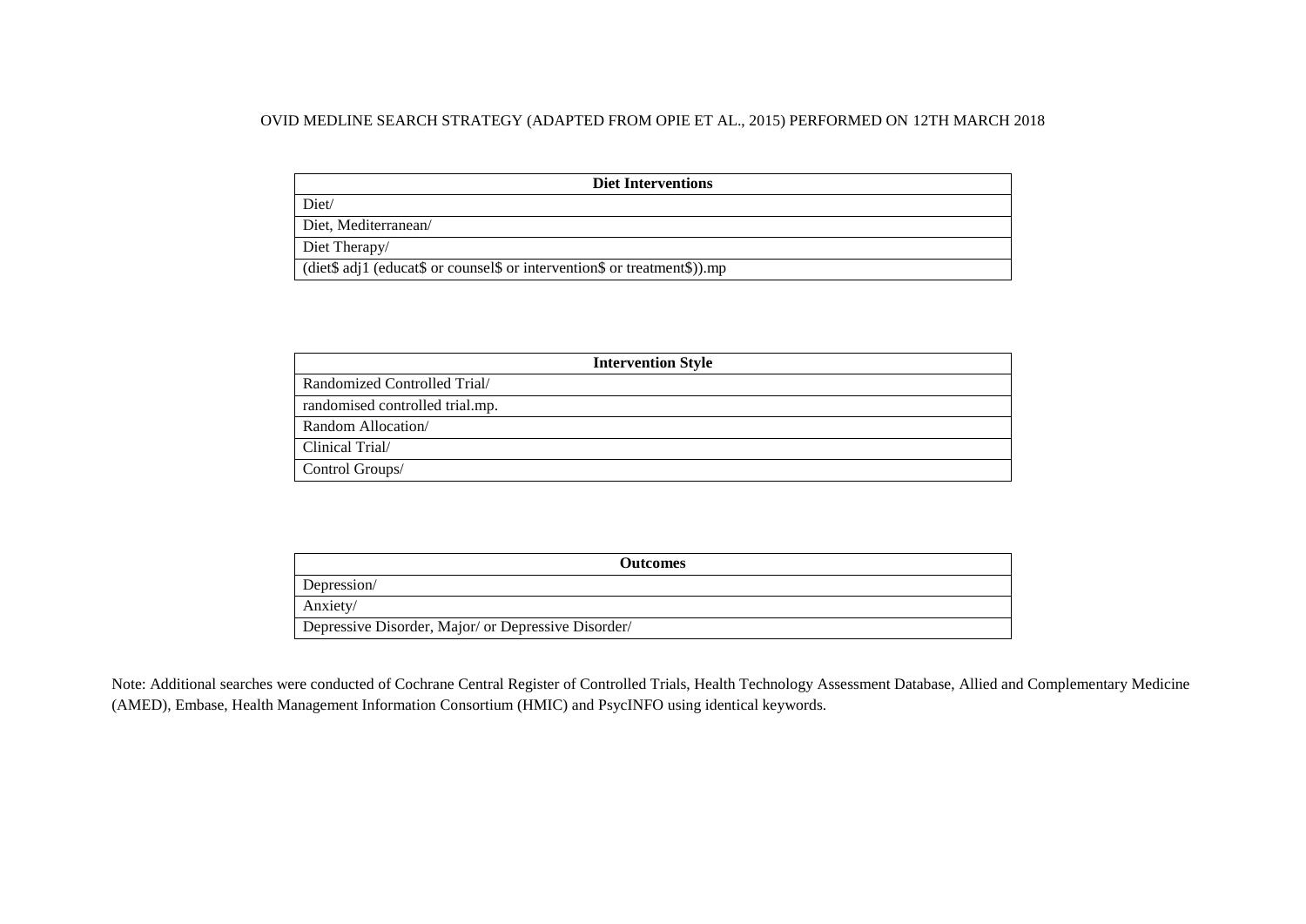OVID MEDLINE SEARCH STRATEGY (ADAPTED FROM OPIE ET AL., 2015) PERFORMED ON 12TH MARCH 2018

| **Diet Interventions** |
|---|
| Diet/ |
| Diet, Mediterranean/ |
| Diet Therapy/ |
| (diet$ adj1 (educat$ or counsel$ or intervention$ or treatment$)).mp |

| **Intervention Style** |
|---|
| Randomized Controlled Trial/ |
| randomised controlled trial.mp. |
| Random Allocation/ |
| Clinical Trial/ |
| Control Groups/ |

| **Outcomes** |
|---|
| Depression/ |
| Anxiety/ |
| Depressive Disorder, Major/ or Depressive Disorder/ |

Note: Additional searches were conducted of Cochrane Central Register of Controlled Trials, Health Technology Assessment Database, Allied and Complementary Medicine (AMED), Embase, Health Management Information Consortium (HMIC) and PsycINFO using identical keywords.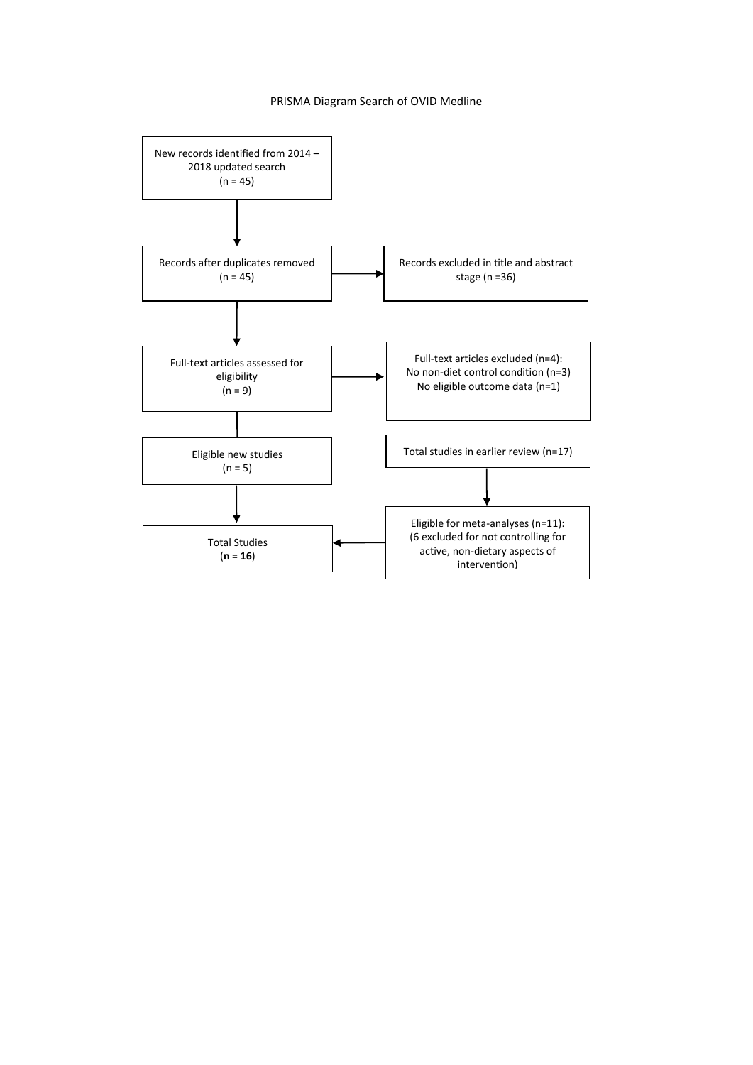PRISMA Diagram Search of OVID Medline

New records identified from 2014 – 2018 updated search
(n = 45)

Records after duplicates removed
(n = 45)

Records excluded in title and abstract stage (n =36)

Full-text articles assessed for eligibility
(n = 9)

Full-text articles excluded (n=4):
No non-diet control condition (n=3)
No eligible outcome data (n=1)

Eligible new studies
(n = 5)

Total studies in earlier review (n=17)

Eligible for meta-analyses (n=11):
(6 excluded for not controlling for active, non-dietary aspects of intervention)

Total Studies
(**n = 16**)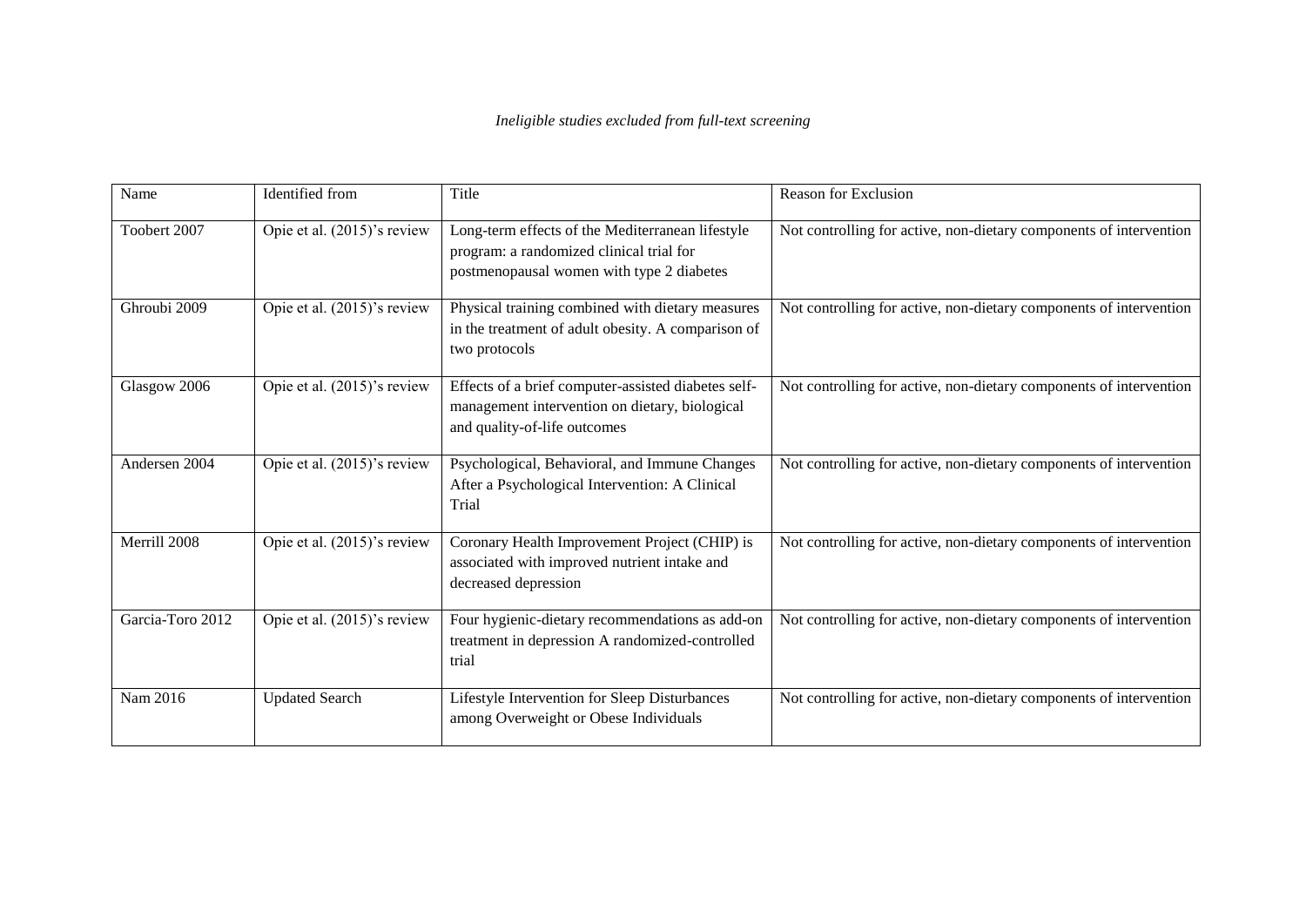*Ineligible studies excluded from full-text screening*

| Name | Identified from | Title | Reason for Exclusion |
| --- | --- | --- | --- |
| Toobert 2007 | Opie et al. (2015)'s review | Long-term effects of the Mediterranean lifestyle program: a randomized clinical trial for postmenopausal women with type 2 diabetes | Not controlling for active, non-dietary components of intervention |
| Ghroubi 2009 | Opie et al. (2015)'s review | Physical training combined with dietary measures in the treatment of adult obesity. A comparison of two protocols | Not controlling for active, non-dietary components of intervention |
| Glasgow 2006 | Opie et al. (2015)'s review | Effects of a brief computer-assisted diabetes self-management intervention on dietary, biological and quality-of-life outcomes | Not controlling for active, non-dietary components of intervention |
| Andersen 2004 | Opie et al. (2015)'s review | Psychological, Behavioral, and Immune Changes After a Psychological Intervention: A Clinical Trial | Not controlling for active, non-dietary components of intervention |
| Merrill 2008 | Opie et al. (2015)'s review | Coronary Health Improvement Project (CHIP) is associated with improved nutrient intake and decreased depression | Not controlling for active, non-dietary components of intervention |
| Garcia-Toro 2012 | Opie et al. (2015)'s review | Four hygienic-dietary recommendations as add-on treatment in depression A randomized-controlled trial | Not controlling for active, non-dietary components of intervention |
| Nam 2016 | Updated Search | Lifestyle Intervention for Sleep Disturbances among Overweight or Obese Individuals | Not controlling for active, non-dietary components of intervention |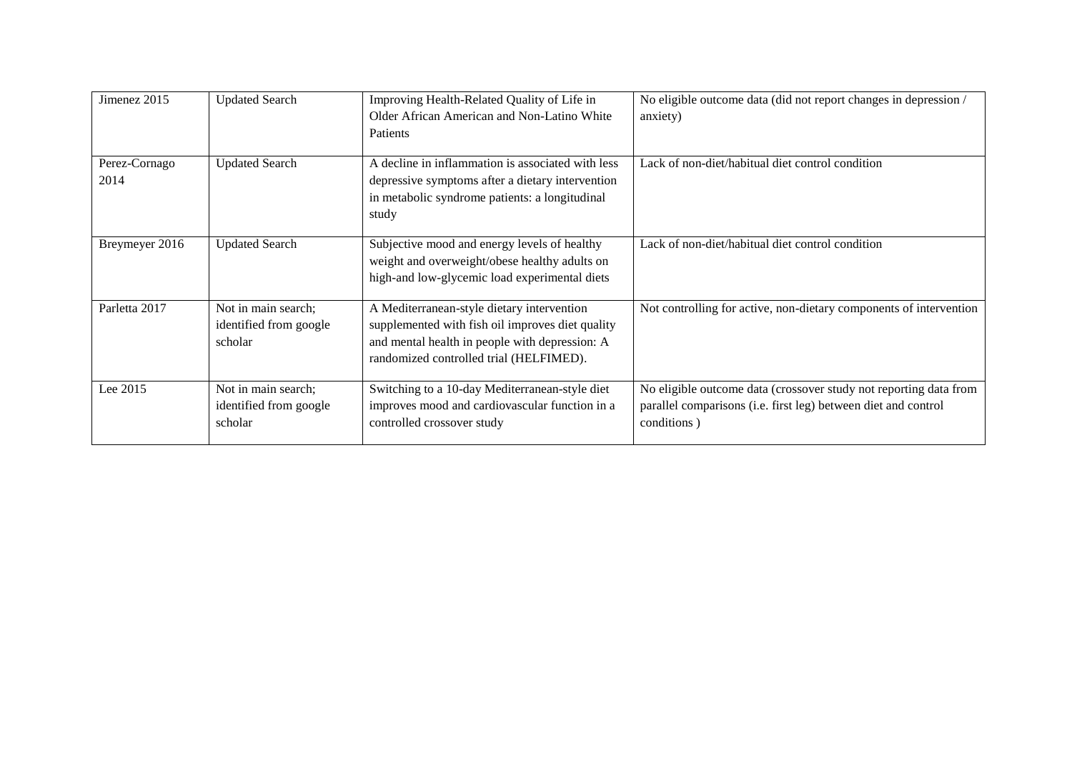| | | | |
|---|---|---|---|
| Jimenez 2015 | Updated Search | Improving Health-Related Quality of Life in Older African American and Non-Latino White Patients | No eligible outcome data (did not report changes in depression / anxiety) |
| Perez-Cornago 2014 | Updated Search | A decline in inflammation is associated with less depressive symptoms after a dietary intervention in metabolic syndrome patients: a longitudinal study | Lack of non-diet/habitual diet control condition |
| Breymeyer 2016 | Updated Search | Subjective mood and energy levels of healthy weight and overweight/obese healthy adults on high-and low-glycemic load experimental diets | Lack of non-diet/habitual diet control condition |
| Parletta 2017 | Not in main search; identified from google scholar | A Mediterranean-style dietary intervention supplemented with fish oil improves diet quality and mental health in people with depression: A randomized controlled trial (HELFIMED). | Not controlling for active, non-dietary components of intervention |
| Lee 2015 | Not in main search; identified from google scholar | Switching to a 10-day Mediterranean-style diet improves mood and cardiovascular function in a controlled crossover study | No eligible outcome data (crossover study not reporting data from parallel comparisons (i.e. first leg) between diet and control conditions ) |